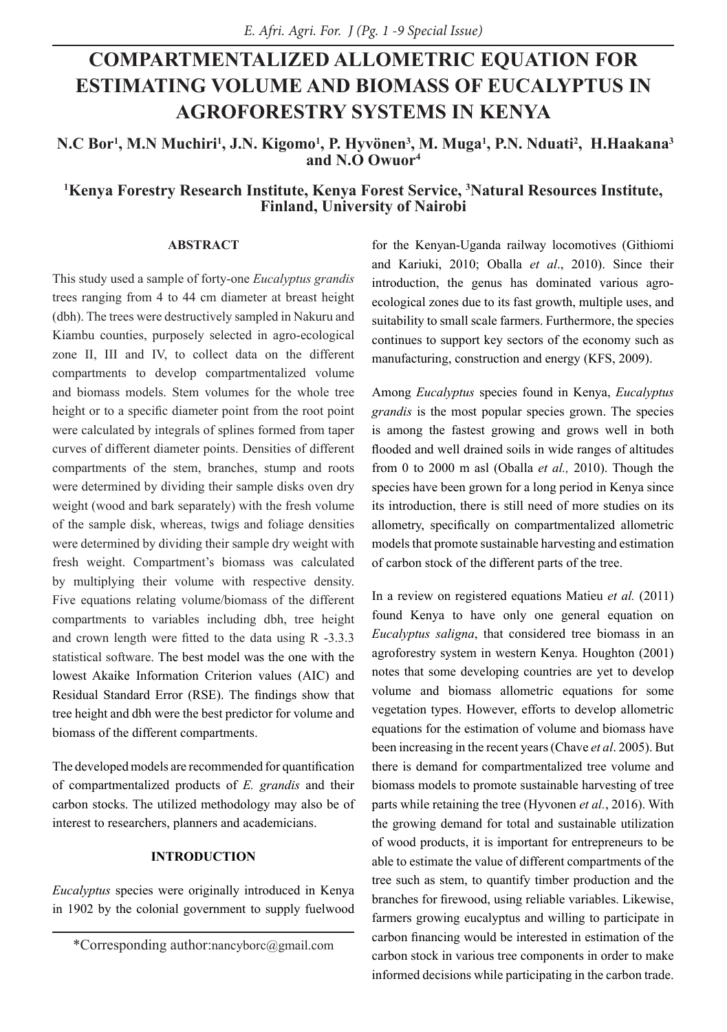# COMPARTMENTALIZED ALLOMETRIC EQUATION FOR ESTIMATING VOLUME AND BIOMASS OF EUCALYPTUS IN AGROFORESTRY SYSTEMS IN KENYA

**N.C Bor[1], M.N Muchiri[1], J.N. Kigomo[1], P. Hyvönen[3], M. Muga[1], P.N. Nduati[2], H.Haakana[3] and N.O Owuor[4]**

**[1]Kenya Forestry Research Institute, Kenya Forest Service, [3]Natural Resources Institute, Finland, University of Nairobi**

#### ABSTRACT

This study used a sample of forty-one *Eucalyptus grandis* trees ranging from 4 to 44 cm diameter at breast height (dbh). The trees were destructively sampled in Nakuru and Kiambu counties, purposely selected in agro-ecological zone II, III and IV, to collect data on the different compartments to develop compartmentalized volume and biomass models. Stem volumes for the whole tree height or to a specific diameter point from the root point were calculated by integrals of splines formed from taper curves of different diameter points. Densities of different compartments of the stem, branches, stump and roots were determined by dividing their sample disks oven dry weight (wood and bark separately) with the fresh volume of the sample disk, whereas, twigs and foliage densities were determined by dividing their sample dry weight with fresh weight. Compartment's biomass was calculated by multiplying their volume with respective density. Five equations relating volume/biomass of the different compartments to variables including dbh, tree height and crown length were fitted to the data using R -3.3.3 statistical software. The best model was the one with the lowest Akaike Information Criterion values (AIC) and Residual Standard Error (RSE). The findings show that tree height and dbh were the best predictor for volume and biomass of the different compartments.

The developed models are recommended for quantification of compartmentalized products of *E. grandis* and their carbon stocks. The utilized methodology may also be of interest to researchers, planners and academicians.

#### INTRODUCTION

*Eucalyptus* species were originally introduced in Kenya in 1902 by the colonial government to supply fuelwood for the Kenyan-Uganda railway locomotives (Githiomi and Kariuki, 2010; Oballa *et al*., 2010). Since their introduction, the genus has dominated various agro-ecological zones due to its fast growth, multiple uses, and suitability to small scale farmers. Furthermore, the species continues to support key sectors of the economy such as manufacturing, construction and energy (KFS, 2009).

Among *Eucalyptus* species found in Kenya, *Eucalyptus grandis* is the most popular species grown. The species is among the fastest growing and grows well in both flooded and well drained soils in wide ranges of altitudes from 0 to 2000 m asl (Oballa *et al.,* 2010). Though the species have been grown for a long period in Kenya since its introduction, there is still need of more studies on its allometry, specifically on compartmentalized allometric models that promote sustainable harvesting and estimation of carbon stock of the different parts of the tree.

In a review on registered equations Matieu *et al.* (2011) found Kenya to have only one general equation on *Eucalyptus saligna*, that considered tree biomass in an agroforestry system in western Kenya. Houghton (2001) notes that some developing countries are yet to develop volume and biomass allometric equations for some vegetation types. However, efforts to develop allometric equations for the estimation of volume and biomass have been increasing in the recent years (Chave *et al*. 2005). But there is demand for compartmentalized tree volume and biomass models to promote sustainable harvesting of tree parts while retaining the tree (Hyvonen *et al.*, 2016). With the growing demand for total and sustainable utilization of wood products, it is important for entrepreneurs to be able to estimate the value of different compartments of the tree such as stem, to quantify timber production and the branches for firewood, using reliable variables. Likewise, farmers growing eucalyptus and willing to participate in carbon financing would be interested in estimation of the carbon stock in various tree components in order to make informed decisions while participating in the carbon trade.

*Corresponding author:nancyborc@gmail.com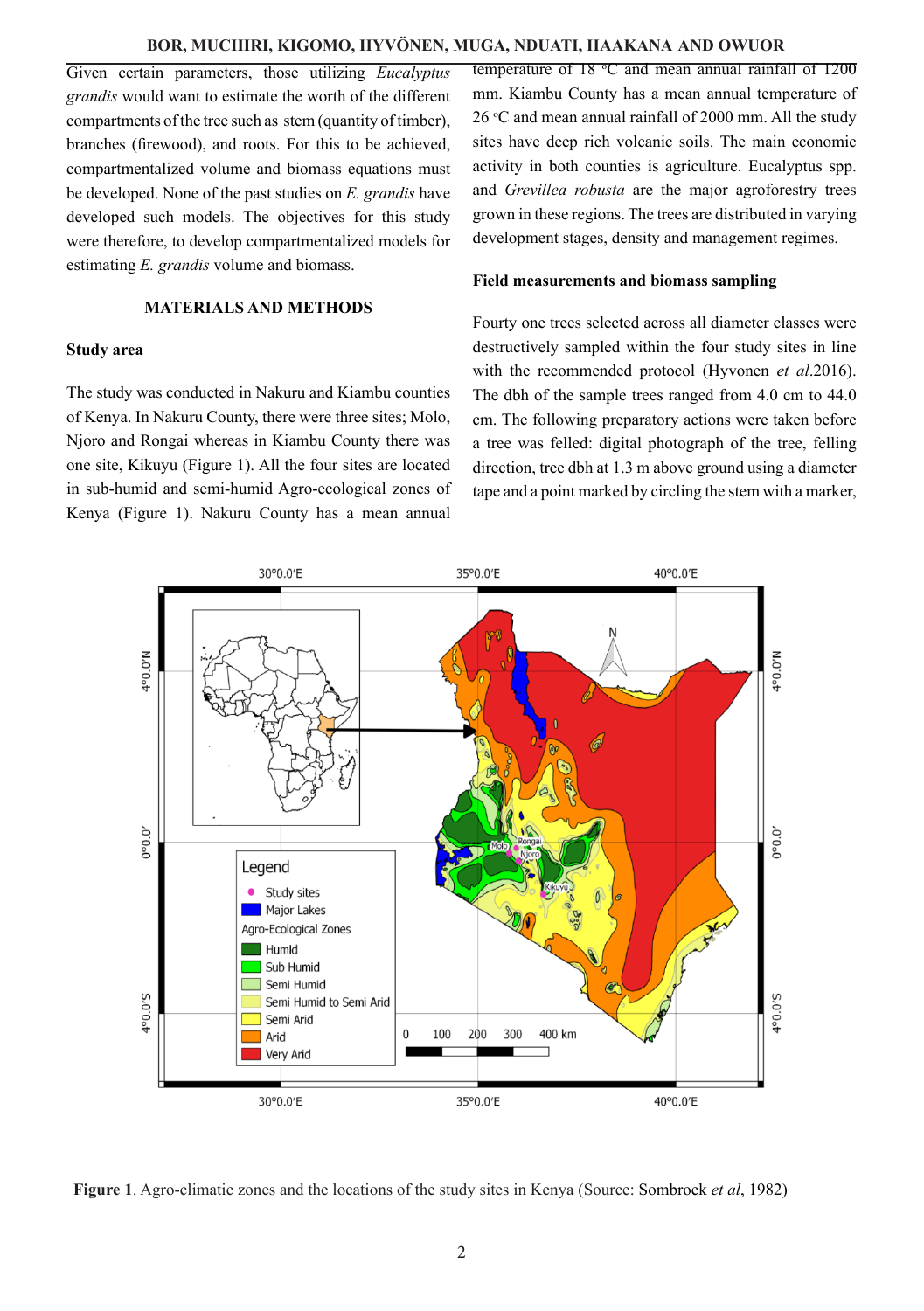Given certain parameters, those utilizing *Eucalyptus grandis* would want to estimate the worth of the different compartments of the tree such as stem (quantity of timber), branches (firewood), and roots. For this to be achieved, compartmentalized volume and biomass equations must be developed. None of the past studies on *E. grandis* have developed such models. The objectives for this study were therefore, to develop compartmentalized models for estimating *E. grandis* volume and biomass.

## MATERIALS AND METHODS

### Study area

The study was conducted in Nakuru and Kiambu counties of Kenya. In Nakuru County, there were three sites; Molo, Njoro and Rongai whereas in Kiambu County there was one site, Kikuyu (Figure 1). All the four sites are located in sub-humid and semi-humid Agro-ecological zones of Kenya (Figure 1). Nakuru County has a mean annual temperature of 18 ºC and mean annual rainfall of 1200 mm. Kiambu County has a mean annual temperature of 26 ºC and mean annual rainfall of 2000 mm. All the study sites have deep rich volcanic soils. The main economic activity in both counties is agriculture. Eucalyptus spp. and *Grevillea robusta* are the major agroforestry trees grown in these regions. The trees are distributed in varying development stages, density and management regimes.

### Field measurements and biomass sampling

Fourty one trees selected across all diameter classes were destructively sampled within the four study sites in line with the recommended protocol (Hyvonen *et al*.2016). The dbh of the sample trees ranged from 4.0 cm to 44.0 cm. The following preparatory actions were taken before a tree was felled: digital photograph of the tree, felling direction, tree dbh at 1.3 m above ground using a diameter tape and a point marked by circling the stem with a marker,

30º0.0'E
35º0.0'E
40º0.0'E
4º0.0'N
0º0.0'
4º0.0'S
N
Molo
Rongai
Njoro
Kikuyu
Legend
Study sites
Major Lakes
Agro-Ecological Zones
Humid
Sub Humid
Semi Humid
Semi Humid to Semi Arid
Semi Arid
Arid
Very Arid
0 100 200 300 400 km

**Figure 1**. Agro-climatic zones and the locations of the study sites in Kenya (Source: Sombroek *et al*, 1982)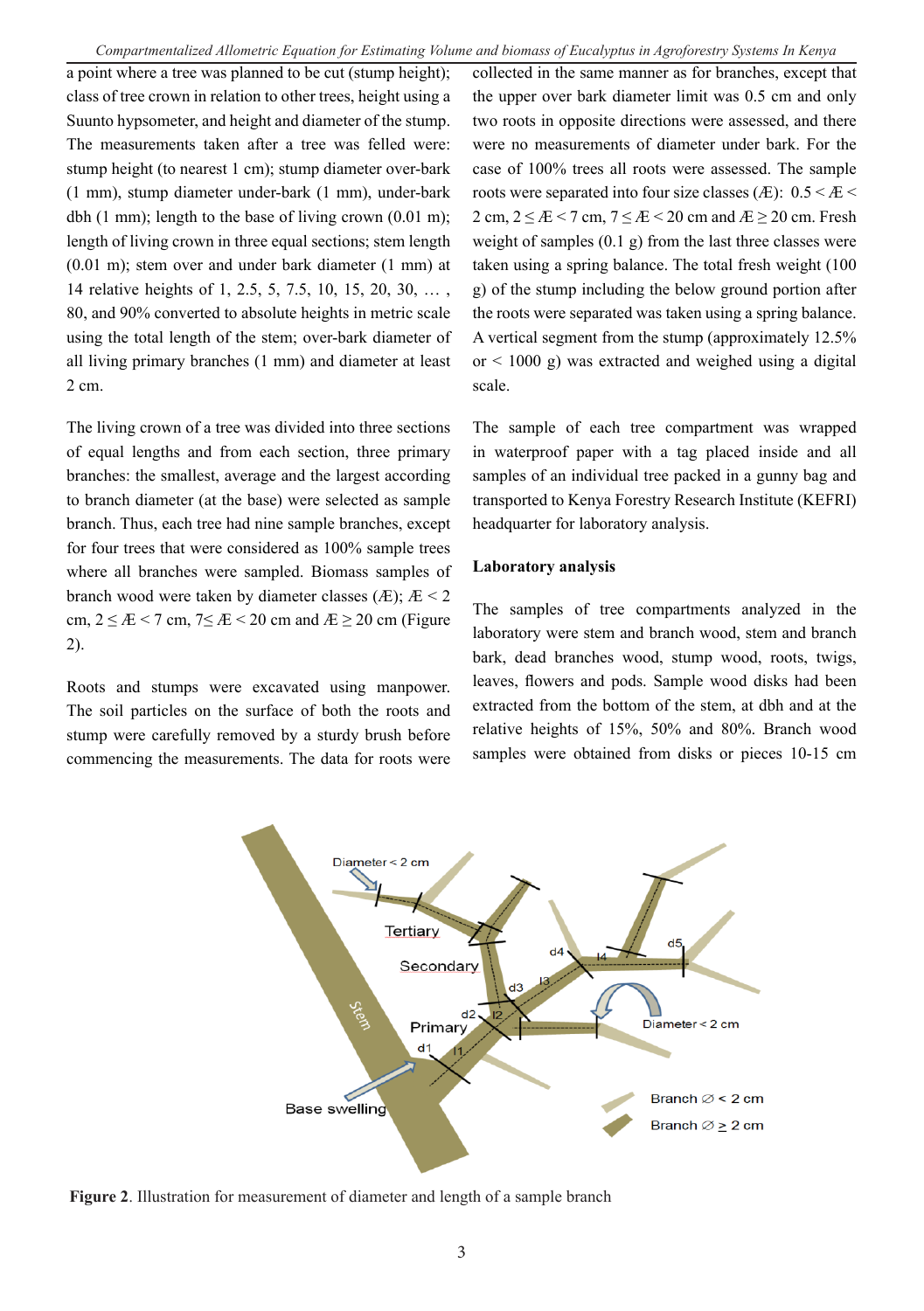a point where a tree was planned to be cut (stump height); class of tree crown in relation to other trees, height using a Suunto hypsometer, and height and diameter of the stump. The measurements taken after a tree was felled were: stump height (to nearest 1 cm); stump diameter over-bark (1 mm), stump diameter under-bark (1 mm), under-bark dbh (1 mm); length to the base of living crown (0.01 m); length of living crown in three equal sections; stem length (0.01 m); stem over and under bark diameter (1 mm) at 14 relative heights of 1, 2.5, 5, 7.5, 10, 15, 20, 30, … , 80, and 90% converted to absolute heights in metric scale using the total length of the stem; over-bark diameter of all living primary branches (1 mm) and diameter at least 2 cm.

The living crown of a tree was divided into three sections of equal lengths and from each section, three primary branches: the smallest, average and the largest according to branch diameter (at the base) were selected as sample branch. Thus, each tree had nine sample branches, except for four trees that were considered as 100% sample trees where all branches were sampled. Biomass samples of branch wood were taken by diameter classes (Æ); Æ < 2 cm, 2 ≤ Æ < 7 cm, 7≤ Æ < 20 cm and Æ ≥ 20 cm (Figure 2).

Roots and stumps were excavated using manpower. The soil particles on the surface of both the roots and stump were carefully removed by a sturdy brush before commencing the measurements. The data for roots were collected in the same manner as for branches, except that the upper over bark diameter limit was 0.5 cm and only two roots in opposite directions were assessed, and there were no measurements of diameter under bark. For the case of 100% trees all roots were assessed. The sample roots were separated into four size classes (Æ): 0.5 < Æ < 2 cm, 2 ≤ Æ < 7 cm, 7 ≤ Æ < 20 cm and Æ ≥ 20 cm. Fresh weight of samples (0.1 g) from the last three classes were taken using a spring balance. The total fresh weight (100 g) of the stump including the below ground portion after the roots were separated was taken using a spring balance. A vertical segment from the stump (approximately 12.5% or < 1000 g) was extracted and weighed using a digital scale.

The sample of each tree compartment was wrapped in waterproof paper with a tag placed inside and all samples of an individual tree packed in a gunny bag and transported to Kenya Forestry Research Institute (KEFRI) headquarter for laboratory analysis.

### Laboratory analysis

The samples of tree compartments analyzed in the laboratory were stem and branch wood, stem and branch bark, dead branches wood, stump wood, roots, twigs, leaves, flowers and pods. Sample wood disks had been extracted from the bottom of the stem, at dbh and at the relative heights of 15%, 50% and 80%. Branch wood samples were obtained from disks or pieces 10-15 cm

Diameter < 2 cm
Tertiary
Secondary
Primary
Stem
Base swelling
d1 l1 d2 l2 d3 l3 d4 l4 d5
Diameter < 2 cm
Branch ∅ < 2 cm
Branch ∅ ≥ 2 cm

**Figure 2**. Illustration for measurement of diameter and length of a sample branch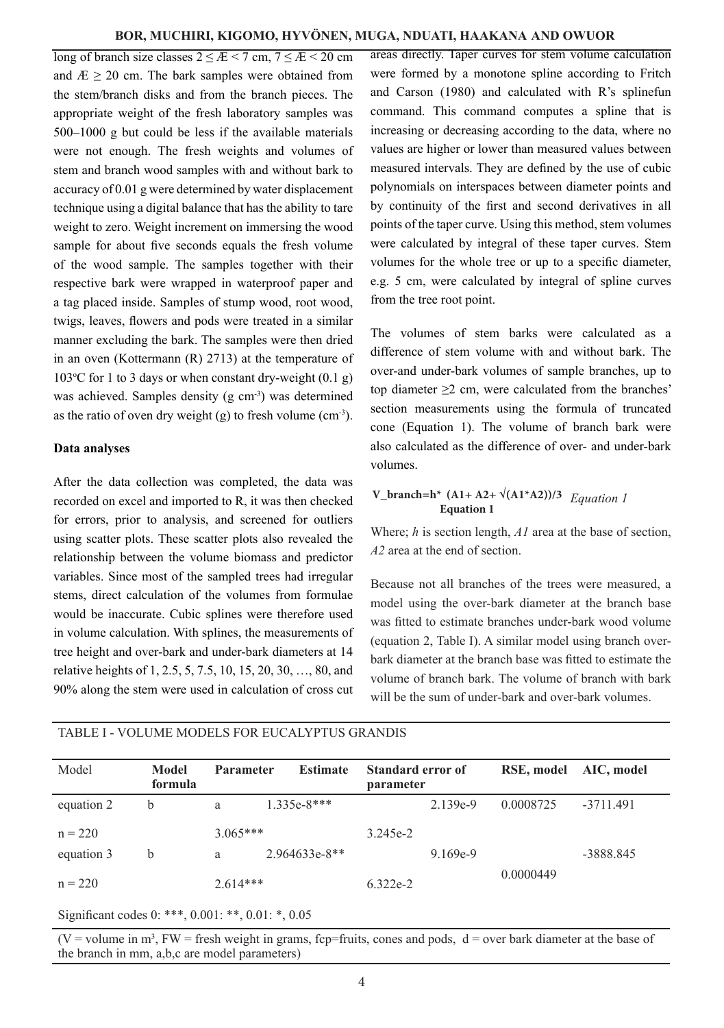long of branch size classes $2 \leq Æ < 7$ cm, $7 \leq Æ < 20$ cm and $Æ \geq 20$ cm. The bark samples were obtained from the stem/branch disks and from the branch pieces. The appropriate weight of the fresh laboratory samples was 500–1000 g but could be less if the available materials were not enough. The fresh weights and volumes of stem and branch wood samples with and without bark to accuracy of 0.01 g were determined by water displacement technique using a digital balance that has the ability to tare weight to zero. Weight increment on immersing the wood sample for about five seconds equals the fresh volume of the wood sample. The samples together with their respective bark were wrapped in waterproof paper and a tag placed inside. Samples of stump wood, root wood, twigs, leaves, flowers and pods were treated in a similar manner excluding the bark. The samples were then dried in an oven (Kottermann (R) 2713) at the temperature of 103°C for 1 to 3 days or when constant dry-weight (0.1 g) was achieved. Samples density (g $cm^{-3}$) was determined as the ratio of oven dry weight (g) to fresh volume ($cm^{-3}$).

**Data analyses**

After the data collection was completed, the data was recorded on excel and imported to R, it was then checked for errors, prior to analysis, and screened for outliers using scatter plots. These scatter plots also revealed the relationship between the volume biomass and predictor variables. Since most of the sampled trees had irregular stems, direct calculation of the volumes from formulae would be inaccurate. Cubic splines were therefore used in volume calculation. With splines, the measurements of tree height and over-bark and under-bark diameters at 14 relative heights of 1, 2.5, 5, 7.5, 10, 15, 20, 30, …, 80, and 90% along the stem were used in calculation of cross cut areas directly. Taper curves for stem volume calculation were formed by a monotone spline according to Fritch and Carson (1980) and calculated with R's splinefun command. This command computes a spline that is increasing or decreasing according to the data, where no values are higher or lower than measured values between measured intervals. They are defined by the use of cubic polynomials on interspaces between diameter points and by continuity of the first and second derivatives in all points of the taper curve. Using this method, stem volumes were calculated by integral of these taper curves. Stem volumes for the whole tree or up to a specific diameter, e.g. 5 cm, were calculated by integral of spline curves from the tree root point.

The volumes of stem barks were calculated as a difference of stem volume with and without bark. The over-and under-bark volumes of sample branches, up to top diameter ≥2 cm, were calculated from the branches' section measurements using the formula of truncated cone (Equation 1). The volume of branch bark were also calculated as the difference of over- and under-bark volumes.

$$V\_branch = h^* \ (A1 + A2 + \sqrt{(A1^*A2)})/3 \quad \text{Equation 1}$$

Where; *h* is section length, *A1* area at the base of section, *A2* area at the end of section.

Because not all branches of the trees were measured, a model using the over-bark diameter at the branch base was fitted to estimate branches under-bark wood volume (equation 2, Table I). A similar model using branch over-bark diameter at the branch base was fitted to estimate the volume of branch bark. The volume of branch with bark will be the sum of under-bark and over-bark volumes.

TABLE I - VOLUME MODELS FOR EUCALYPTUS GRANDIS

| Model | Model formula | Parameter | Estimate | Standard error of parameter | RSE, model | AIC, model |
|---|---|---|---|---|---|---|
| equation 2 | b | a | 1.335e-8*** | 2.139e-9 | 0.0008725 | -3711.491 |
| n = 220 | | 3.065*** | | 3.245e-2 | | |
| equation 3 | b | a | 2.964633e-8** | 9.169e-9 | 0.0000449 | -3888.845 |
| n = 220 | | 2.614*** | | 6.322e-2 | | |

Significant codes 0: ***, 0.001: **, 0.01: *, 0.05

(V = volume in $m^3$, FW = fresh weight in grams, fcp=fruits, cones and pods, d = over bark diameter at the base of the branch in mm, a,b,c are model parameters)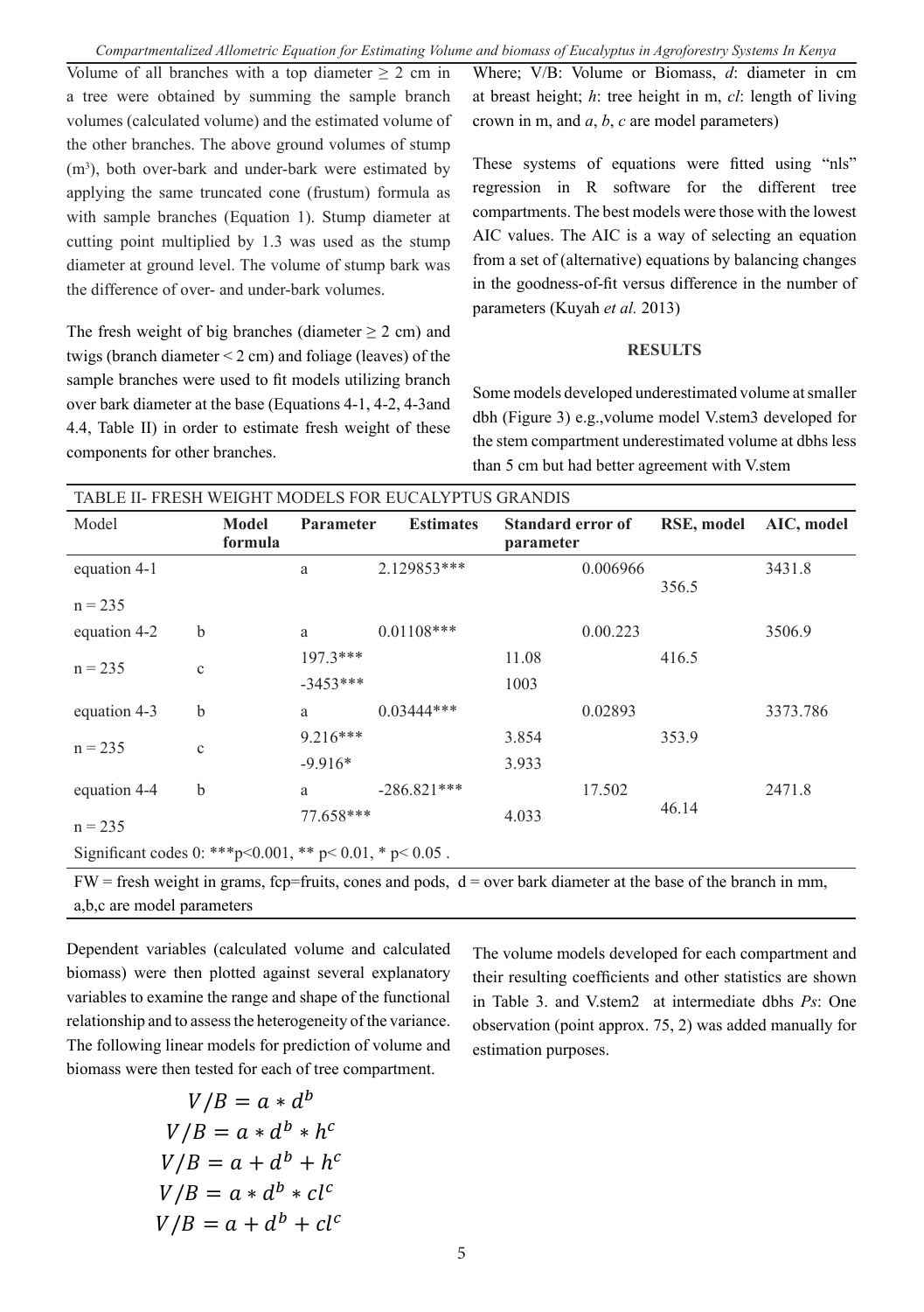Volume of all branches with a top diameter ≥ 2 cm in a tree were obtained by summing the sample branch volumes (calculated volume) and the estimated volume of the other branches. The above ground volumes of stump ($m^3$), both over-bark and under-bark were estimated by applying the same truncated cone (frustum) formula as with sample branches (Equation 1). Stump diameter at cutting point multiplied by 1.3 was used as the stump diameter at ground level. The volume of stump bark was the difference of over- and under-bark volumes.

The fresh weight of big branches (diameter ≥ 2 cm) and twigs (branch diameter < 2 cm) and foliage (leaves) of the sample branches were used to fit models utilizing branch over bark diameter at the base (Equations 4-1, 4-2, 4-3and 4.4, Table II) in order to estimate fresh weight of these components for other branches.

Where; V/B: Volume or Biomass, *d*: diameter in cm at breast height; *h*: tree height in m, *cl*: length of living crown in m, and *a*, *b*, *c* are model parameters)

These systems of equations were fitted using "nls" regression in R software for the different tree compartments. The best models were those with the lowest AIC values. The AIC is a way of selecting an equation from a set of (alternative) equations by balancing changes in the goodness-of-fit versus difference in the number of parameters (Kuyah *et al.* 2013)

## RESULTS

Some models developed underestimated volume at smaller dbh (Figure 3) e.g.,volume model V.stem3 developed for the stem compartment underestimated volume at dbhs less than 5 cm but had better agreement with V.stem

TABLE II- FRESH WEIGHT MODELS FOR EUCALYPTUS GRANDIS

| Model | Model formula | Parameter | Estimates | Standard error of parameter | RSE, model | AIC, model |
|---|---|---|---|---|---|---|
| equation 4-1 n = 235 | | a | 2.129853*** | 0.006966 | 356.5 | 3431.8 |
| equation 4-2 n = 235 | b c | a | 0.01108*** 197.3*** -3453*** | 0.00.223 11.08 1003 | 416.5 | 3506.9 |
| equation 4-3 n = 235 | b c | a | 0.03444*** 9.216*** -9.916* | 0.02893 3.854 3.933 | 353.9 | 3373.786 |
| equation 4-4 n = 235 | b | a | -286.821*** 77.658*** | 17.502 4.033 | 46.14 | 2471.8 |

Significant codes 0: ***p<0.001, ** p< 0.01, * p< 0.05 .

FW = fresh weight in grams, fcp=fruits, cones and pods, d = over bark diameter at the base of the branch in mm, a,b,c are model parameters

Dependent variables (calculated volume and calculated biomass) were then plotted against several explanatory variables to examine the range and shape of the functional relationship and to assess the heterogeneity of the variance. The following linear models for prediction of volume and biomass were then tested for each of tree compartment.

$$V/B = a * d^b$$
$$V/B = a * d^b * h^c$$
$$V/B = a + d^b + h^c$$
$$V/B = a * d^b * cl^c$$
$$V/B = a + d^b + cl^c$$

The volume models developed for each compartment and their resulting coefficients and other statistics are shown in Table 3. and V.stem2 at intermediate dbhs *Ps*: One observation (point approx. 75, 2) was added manually for estimation purposes.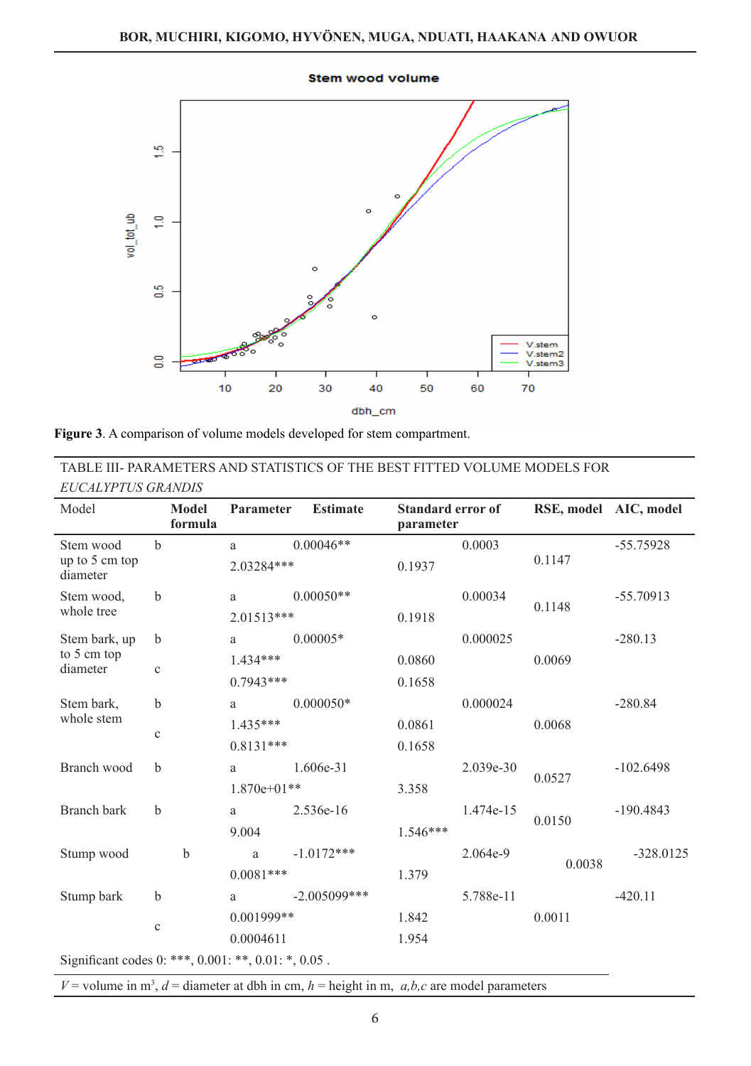Stem wood volume

vol_tot_ub

0.0
0.5
1.0
1.5

10 20 30 40 50 60 70

dbh_cm

V.stem
V.stem2
V.stem3

**Figure 3**. A comparison of volume models developed for stem compartment.

TABLE III- PARAMETERS AND STATISTICS OF THE BEST FITTED VOLUME MODELS FOR *EUCALYPTUS GRANDIS*

| Model | Model formula | Parameter | Estimate | Standard error of parameter | RSE, model | AIC, model |
|---|---|---|---|---|---|---|
| Stem wood up to 5 cm top diameter | b | a | 0.00046** | 0.0003 | 0.1147 | -55.75928 |
| | | 2.03284*** | | 0.1937 | | |
| Stem wood, whole tree | b | a | 0.00050** | 0.00034 | 0.1148 | -55.70913 |
| | | 2.01513*** | | 0.1918 | | |
| Stem bark, up to 5 cm top diameter | b | a | 0.00005* | 0.000025 | 0.0069 | -280.13 |
| | c | 1.434*** | | 0.0860 | | |
| | | 0.7943*** | | 0.1658 | | |
| Stem bark, whole stem | b | a | 0.000050* | 0.000024 | 0.0068 | -280.84 |
| | c | 1.435*** | | 0.0861 | | |
| | | 0.8131*** | | 0.1658 | | |
| Branch wood | b | a | 1.606e-31 | 2.039e-30 | 0.0527 | -102.6498 |
| | | 1.870e+01** | | 3.358 | | |
| Branch bark | b | a | 2.536e-16 | 1.474e-15 | 0.0150 | -190.4843 |
| | | 9.004 | | 1.546*** | | |
| Stump wood | b | a | -1.0172*** | 2.064e-9 | 0.0038 | -328.0125 |
| | | 0.0081*** | | 1.379 | | |
| Stump bark | b | a | -2.005099*** | 5.788e-11 | 0.0011 | -420.11 |
| | c | 0.001999** | | 1.842 | | |
| | | 0.0004611 | | 1.954 | | |

Significant codes 0: ***, 0.001: **, 0.01: *, 0.05 .

$V$ = volume in m$^3$, $d$ = diameter at dbh in cm, $h$ = height in m, $a,b,c$ are model parameters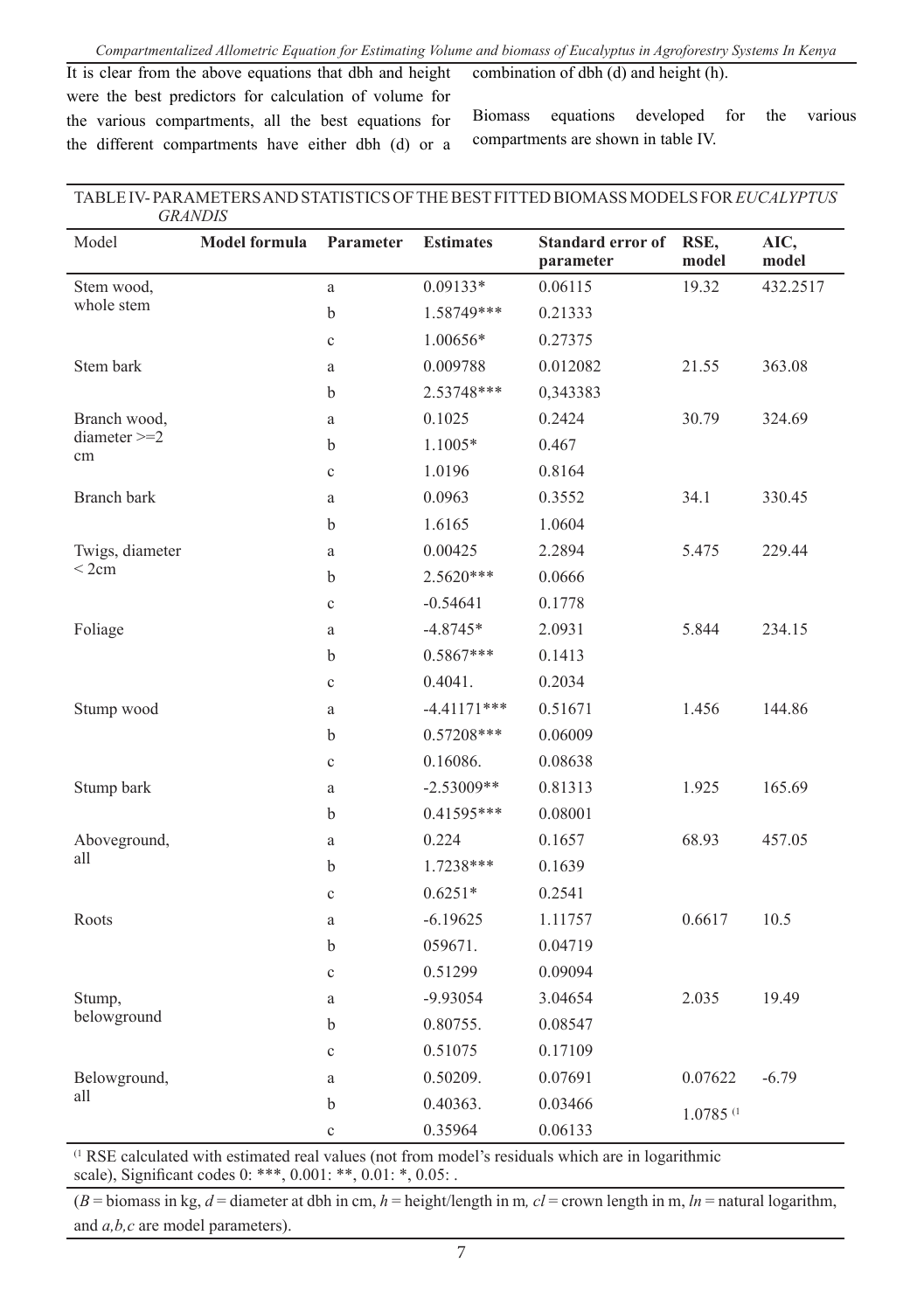It is clear from the above equations that dbh and height were the best predictors for calculation of volume for the various compartments, all the best equations for the different compartments have either dbh (d) or a combination of dbh (d) and height (h).

Biomass equations developed for the various compartments are shown in table IV.

TABLE IV- PARAMETERS AND STATISTICS OF THE BEST FITTED BIOMASS MODELS FOR *EUCALYPTUS GRANDIS*

| Model | Model formula | Parameter | Estimates | Standard error of parameter | RSE, model | AIC, model |
|---|---|---|---|---|---|---|
| Stem wood, whole stem | | a | 0.09133* | 0.06115 | 19.32 | 432.2517 |
| | | b | 1.58749*** | 0.21333 | | |
| | | c | 1.00656* | 0.27375 | | |
| Stem bark | | a | 0.009788 | 0.012082 | 21.55 | 363.08 |
| | | b | 2.53748*** | 0,343383 | | |
| Branch wood, diameter >=2 cm | | a | 0.1025 | 0.2424 | 30.79 | 324.69 |
| | | b | 1.1005* | 0.467 | | |
| | | c | 1.0196 | 0.8164 | | |
| Branch bark | | a | 0.0963 | 0.3552 | 34.1 | 330.45 |
| | | b | 1.6165 | 1.0604 | | |
| Twigs, diameter < 2cm | | a | 0.00425 | 2.2894 | 5.475 | 229.44 |
| | | b | 2.5620*** | 0.0666 | | |
| | | c | -0.54641 | 0.1778 | | |
| Foliage | | a | -4.8745* | 2.0931 | 5.844 | 234.15 |
| | | b | 0.5867*** | 0.1413 | | |
| | | c | 0.4041. | 0.2034 | | |
| Stump wood | | a | -4.41171*** | 0.51671 | 1.456 | 144.86 |
| | | b | 0.57208*** | 0.06009 | | |
| | | c | 0.16086. | 0.08638 | | |
| Stump bark | | a | -2.53009** | 0.81313 | 1.925 | 165.69 |
| | | b | 0.41595*** | 0.08001 | | |
| Aboveground, all | | a | 0.224 | 0.1657 | 68.93 | 457.05 |
| | | b | 1.7238*** | 0.1639 | | |
| | | c | 0.6251* | 0.2541 | | |
| Roots | | a | -6.19625 | 1.11757 | 0.6617 | 10.5 |
| | | b | 059671. | 0.04719 | | |
| | | c | 0.51299 | 0.09094 | | |
| Stump, belowground | | a | -9.93054 | 3.04654 | 2.035 | 19.49 |
| | | b | 0.80755. | 0.08547 | | |
| | | c | 0.51075 | 0.17109 | | |
| Belowground, all | | a | 0.50209. | 0.07691 | 0.07622 | -6.79 |
| | | b | 0.40363. | 0.03466 | 1.0785 [1] | |
| | | c | 0.35964 | 0.06133 | | |

[1] RSE calculated with estimated real values (not from model's residuals which are in logarithmic scale), Significant codes 0: ***, 0.001: **, 0.01: *, 0.05: .

($B$ = biomass in kg, $d$ = diameter at dbh in cm, $h$ = height/length in m, $cl$ = crown length in m, $ln$ = natural logarithm, and $a,b,c$ are model parameters).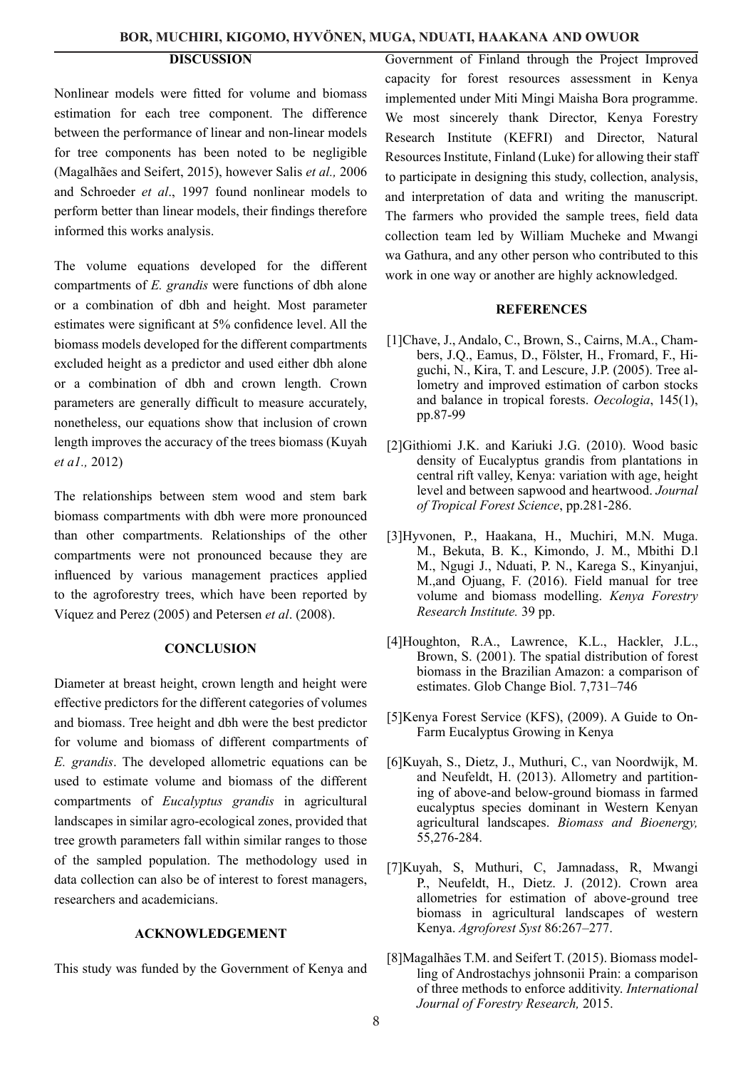## DISCUSSION

Nonlinear models were fitted for volume and biomass estimation for each tree component. The difference between the performance of linear and non-linear models for tree components has been noted to be negligible (Magalhães and Seifert, 2015), however Salis *et al.,* 2006 and Schroeder *et al*., 1997 found nonlinear models to perform better than linear models, their findings therefore informed this works analysis.

The volume equations developed for the different compartments of *E. grandis* were functions of dbh alone or a combination of dbh and height. Most parameter estimates were significant at 5% confidence level. All the biomass models developed for the different compartments excluded height as a predictor and used either dbh alone or a combination of dbh and crown length. Crown parameters are generally difficult to measure accurately, nonetheless, our equations show that inclusion of crown length improves the accuracy of the trees biomass (Kuyah *et a1.,* 2012)

The relationships between stem wood and stem bark biomass compartments with dbh were more pronounced than other compartments. Relationships of the other compartments were not pronounced because they are influenced by various management practices applied to the agroforestry trees, which have been reported by Víquez and Perez (2005) and Petersen *et al*. (2008).

## CONCLUSION

Diameter at breast height, crown length and height were effective predictors for the different categories of volumes and biomass. Tree height and dbh were the best predictor for volume and biomass of different compartments of *E. grandis*. The developed allometric equations can be used to estimate volume and biomass of the different compartments of *Eucalyptus grandis* in agricultural landscapes in similar agro-ecological zones, provided that tree growth parameters fall within similar ranges to those of the sampled population. The methodology used in data collection can also be of interest to forest managers, researchers and academicians.

## ACKNOWLEDGEMENT

This study was funded by the Government of Kenya and Government of Finland through the Project Improved capacity for forest resources assessment in Kenya implemented under Miti Mingi Maisha Bora programme. We most sincerely thank Director, Kenya Forestry Research Institute (KEFRI) and Director, Natural Resources Institute, Finland (Luke) for allowing their staff to participate in designing this study, collection, analysis, and interpretation of data and writing the manuscript. The farmers who provided the sample trees, field data collection team led by William Mucheke and Mwangi wa Gathura, and any other person who contributed to this work in one way or another are highly acknowledged.

## REFERENCES

[1]Chave, J., Andalo, C., Brown, S., Cairns, M.A., Chambers, J.Q., Eamus, D., Fölster, H., Fromard, F., Higuchi, N., Kira, T. and Lescure, J.P. (2005). Tree allometry and improved estimation of carbon stocks and balance in tropical forests. *Oecologia*, 145(1), pp.87-99

[2]Githiomi J.K. and Kariuki J.G. (2010). Wood basic density of Eucalyptus grandis from plantations in central rift valley, Kenya: variation with age, height level and between sapwood and heartwood. *Journal of Tropical Forest Science*, pp.281-286.

[3]Hyvonen, P., Haakana, H., Muchiri, M.N. Muga. M., Bekuta, B. K., Kimondo, J. M., Mbithi D.l M., Ngugi J., Nduati, P. N., Karega S., Kinyanjui, M.,and Ojuang, F. (2016). Field manual for tree volume and biomass modelling. *Kenya Forestry Research Institute.* 39 pp.

[4]Houghton, R.A., Lawrence, K.L., Hackler, J.L., Brown, S. (2001). The spatial distribution of forest biomass in the Brazilian Amazon: a comparison of estimates. Glob Change Biol. 7,731–746

[5]Kenya Forest Service (KFS), (2009). A Guide to On-Farm Eucalyptus Growing in Kenya

[6]Kuyah, S., Dietz, J., Muthuri, C., van Noordwijk, M. and Neufeldt, H. (2013). Allometry and partitioning of above-and below-ground biomass in farmed eucalyptus species dominant in Western Kenyan agricultural landscapes. *Biomass and Bioenergy,* 55,276-284.

[7]Kuyah, S, Muthuri, C, Jamnadass, R, Mwangi P., Neufeldt, H., Dietz. J. (2012). Crown area allometries for estimation of above-ground tree biomass in agricultural landscapes of western Kenya. *Agroforest Syst* 86:267–277.

[8]Magalhães T.M. and Seifert T. (2015). Biomass modelling of Androstachys johnsonii Prain: a comparison of three methods to enforce additivity. *International Journal of Forestry Research,* 2015.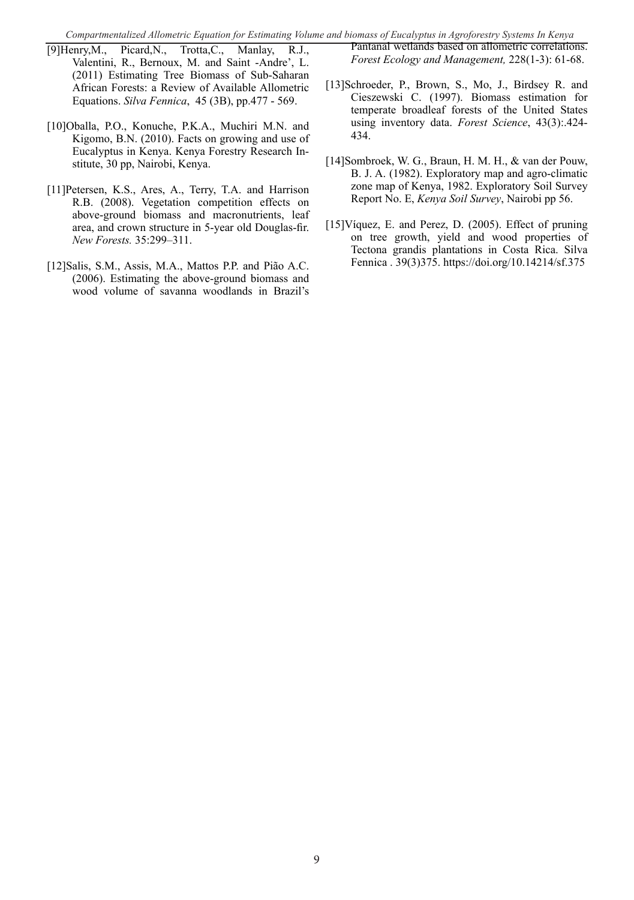[9]Henry,M., Picard,N., Trotta,C., Manlay, R.J., Valentini, R., Bernoux, M. and Saint -Andre', L. (2011) Estimating Tree Biomass of Sub-Saharan African Forests: a Review of Available Allometric Equations. *Silva Fennica*, 45 (3B), pp.477 - 569.

[10]Oballa, P.O., Konuche, P.K.A., Muchiri M.N. and Kigomo, B.N. (2010). Facts on growing and use of Eucalyptus in Kenya. Kenya Forestry Research Institute, 30 pp, Nairobi, Kenya.

[11]Petersen, K.S., Ares, A., Terry, T.A. and Harrison R.B. (2008). Vegetation competition effects on above-ground biomass and macronutrients, leaf area, and crown structure in 5-year old Douglas-fir. *New Forests.* 35:299–311.

[12]Salis, S.M., Assis, M.A., Mattos P.P. and Pião A.C. (2006). Estimating the above-ground biomass and wood volume of savanna woodlands in Brazil's Pantanal wetlands based on allometric correlations. *Forest Ecology and Management,* 228(1-3): 61-68.

[13]Schroeder, P., Brown, S., Mo, J., Birdsey R. and Cieszewski C. (1997). Biomass estimation for temperate broadleaf forests of the United States using inventory data. *Forest Science*, 43(3):.424-434.

[14]Sombroek, W. G., Braun, H. M. H., & van der Pouw, B. J. A. (1982). Exploratory map and agro-climatic zone map of Kenya, 1982. Exploratory Soil Survey Report No. E, *Kenya Soil Survey*, Nairobi pp 56.

[15]Víquez, E. and Perez, D. (2005). Effect of pruning on tree growth, yield and wood properties of Tectona grandis plantations in Costa Rica. Silva Fennica . 39(3)375. https://doi.org/10.14214/sf.375